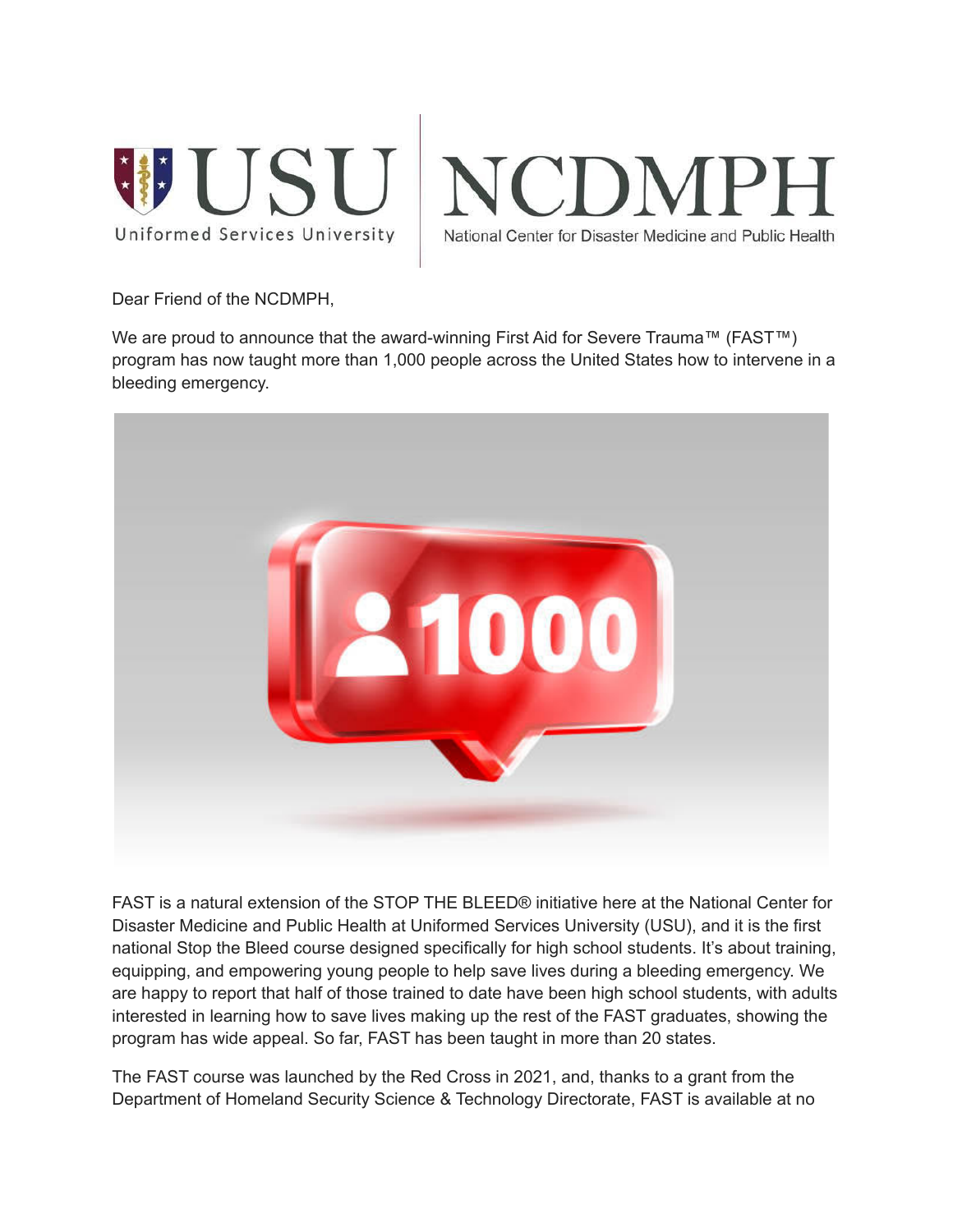Dear Friend of the NCDMPH,

We are proud to announce that the award-winning First Aid for Severe Trauma™ (FAST™) program has now taught more than 1,000 people across the United States how to intervene in a bleeding emergency.

FAST is a natural extension of the STOP THE BLEED® initiative here at the National Center for Disaster Medicine and Public Health at Uniformed Services University (USU), and it is the first national Stop the Bleed course designed specifically for high school students. It's about training, equipping, and empowering young people to help save lives during a bleeding emergency. We are happy to report that half of those trained to date have been high school students, with adults interested in learning how to save lives making up the rest of the FAST graduates, showing the program has wide appeal. So far, FAST has been taught in more than 20 states.

The FAST course was launched by the Red Cross in 2021, and, thanks to a grant from the Department of Homeland Security Science & Technology Directorate, FAST is available at no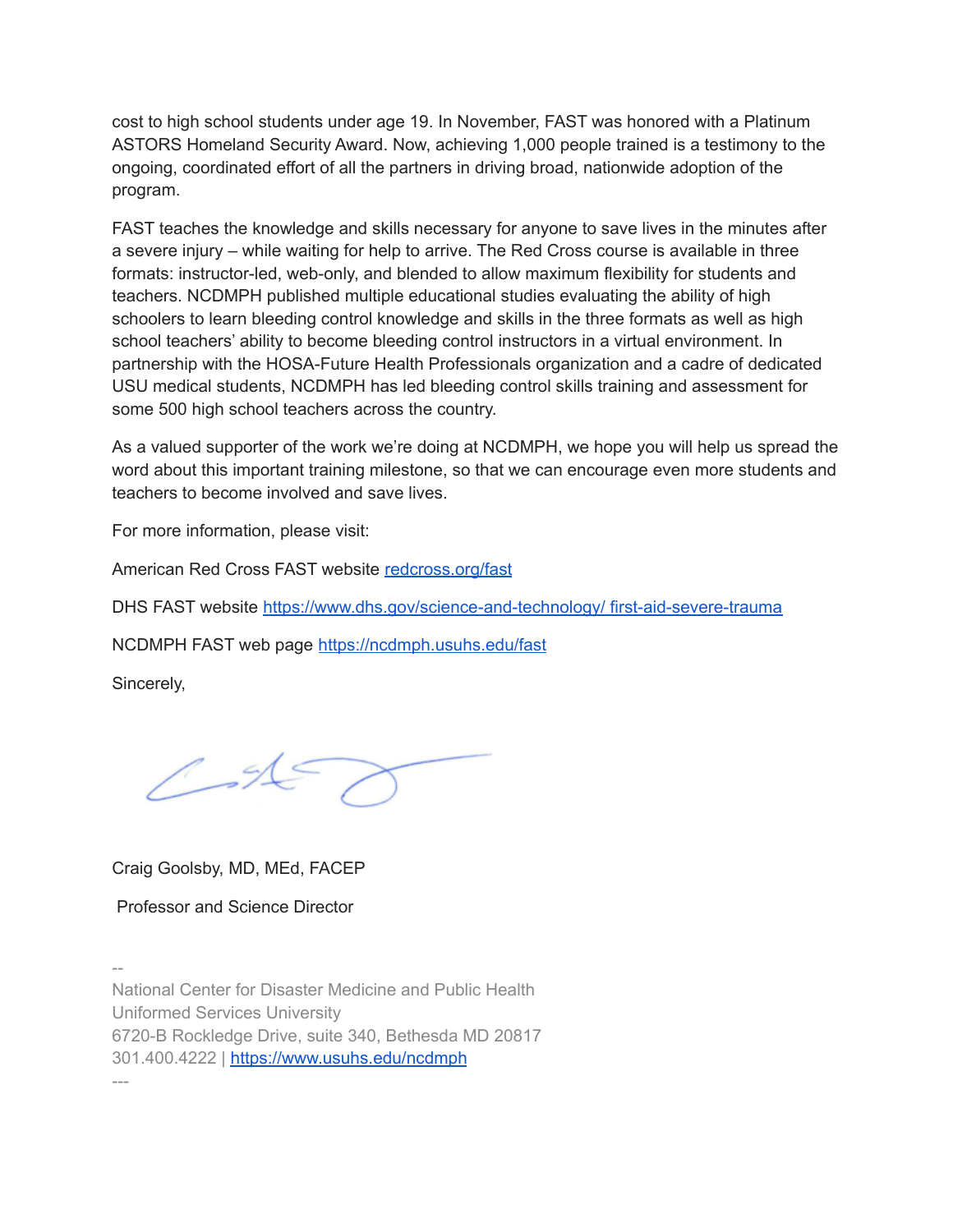cost to high school students under age 19. In November, FAST was honored with a Platinum ASTORS Homeland Security Award. Now, achieving 1,000 people trained is a testimony to the ongoing, coordinated effort of all the partners in driving broad, nationwide adoption of the program.

FAST teaches the knowledge and skills necessary for anyone to save lives in the minutes after a severe injury – while waiting for help to arrive. The Red Cross course is available in three formats: instructor-led, web-only, and blended to allow maximum flexibility for students and teachers. NCDMPH published multiple educational studies evaluating the ability of high schoolers to learn bleeding control knowledge and skills in the three formats as well as high school teachers' ability to become bleeding control instructors in a virtual environment. In partnership with the HOSA-Future Health Professionals organization and a cadre of dedicated USU medical students, NCDMPH has led bleeding control skills training and assessment for some 500 high school teachers across the country.

As a valued supporter of the work we're doing at NCDMPH, we hope you will help us spread the word about this important training milestone, so that we can encourage even more students and teachers to become involved and save lives.

For more information, please visit:

American Red Cross FAST website [redcross.org/fast](redcross.org/fast)

DHS FAST website [https://www.dhs.gov/science-and-technology/ first-aid-severe-trauma](https://www.dhs.gov/science-and-technology/first-aid-severe-trauma)

NCDMPH FAST web page [https://ncdmph.usuhs.edu/fast](https://ncdmph.usuhs.edu/fast)

Sincerely,

Craig Goolsby, MD, MEd, FACEP

Professor and Science Director

--

National Center for Disaster Medicine and Public Health
Uniformed Services University
6720-B Rockledge Drive, suite 340, Bethesda MD 20817
301.400.4222 | [https://www.usuhs.edu/ncdmph](https://www.usuhs.edu/ncdmph)

---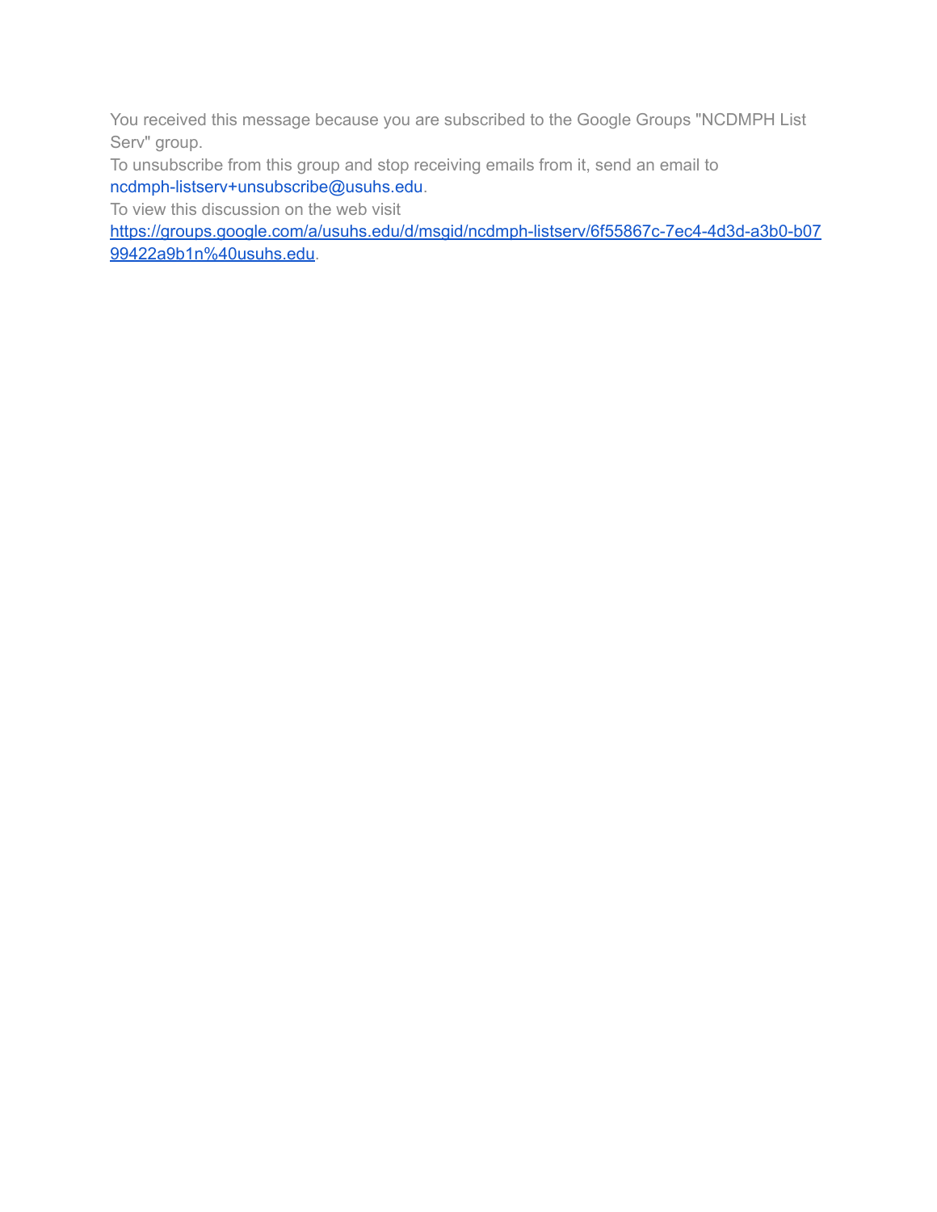You received this message because you are subscribed to the Google Groups "NCDMPH List Serv" group.
To unsubscribe from this group and stop receiving emails from it, send an email to ncdmph-listserv+unsubscribe@usuhs.edu.
To view this discussion on the web visit https://groups.google.com/a/usuhs.edu/d/msgid/ncdmph-listserv/6f55867c-7ec4-4d3d-a3b0-b0799422a9b1n%40usuhs.edu.